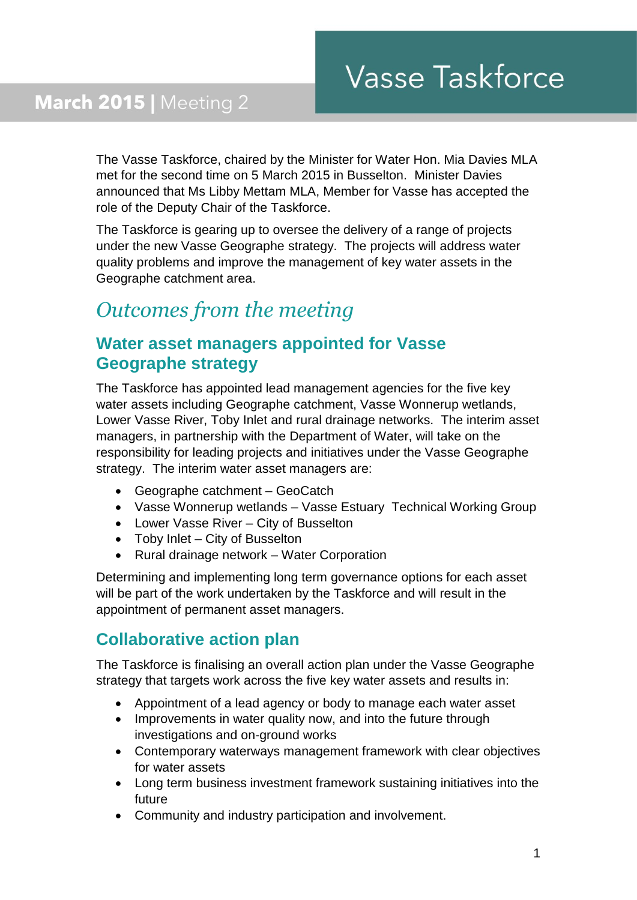# Vasse Taskforce

**March 2015** | Meeting 2

The Vasse Taskforce, chaired by the Minister for Water Hon. Mia Davies MLA met for the second time on 5 March 2015 in Busselton. Minister Davies announced that Ms Libby Mettam MLA, Member for Vasse has accepted the role of the Deputy Chair of the Taskforce.

The Taskforce is gearing up to oversee the delivery of a range of projects under the new Vasse Geographe strategy. The projects will address water quality problems and improve the management of key water assets in the Geographe catchment area.

## *Outcomes from the meeting*

### Water asset managers appointed for Vasse Geographe strategy

The Taskforce has appointed lead management agencies for the five key water assets including Geographe catchment, Vasse Wonnerup wetlands, Lower Vasse River, Toby Inlet and rural drainage networks. The interim asset managers, in partnership with the Department of Water, will take on the responsibility for leading projects and initiatives under the Vasse Geographe strategy. The interim water asset managers are:

- Geographe catchment – GeoCatch
- Vasse Wonnerup wetlands – Vasse Estuary Technical Working Group
- Lower Vasse River – City of Busselton
- Toby Inlet – City of Busselton
- Rural drainage network – Water Corporation

Determining and implementing long term governance options for each asset will be part of the work undertaken by the Taskforce and will result in the appointment of permanent asset managers.

### Collaborative action plan

The Taskforce is finalising an overall action plan under the Vasse Geographe strategy that targets work across the five key water assets and results in:

- Appointment of a lead agency or body to manage each water asset
- Improvements in water quality now, and into the future through investigations and on-ground works
- Contemporary waterways management framework with clear objectives for water assets
- Long term business investment framework sustaining initiatives into the future
- Community and industry participation and involvement.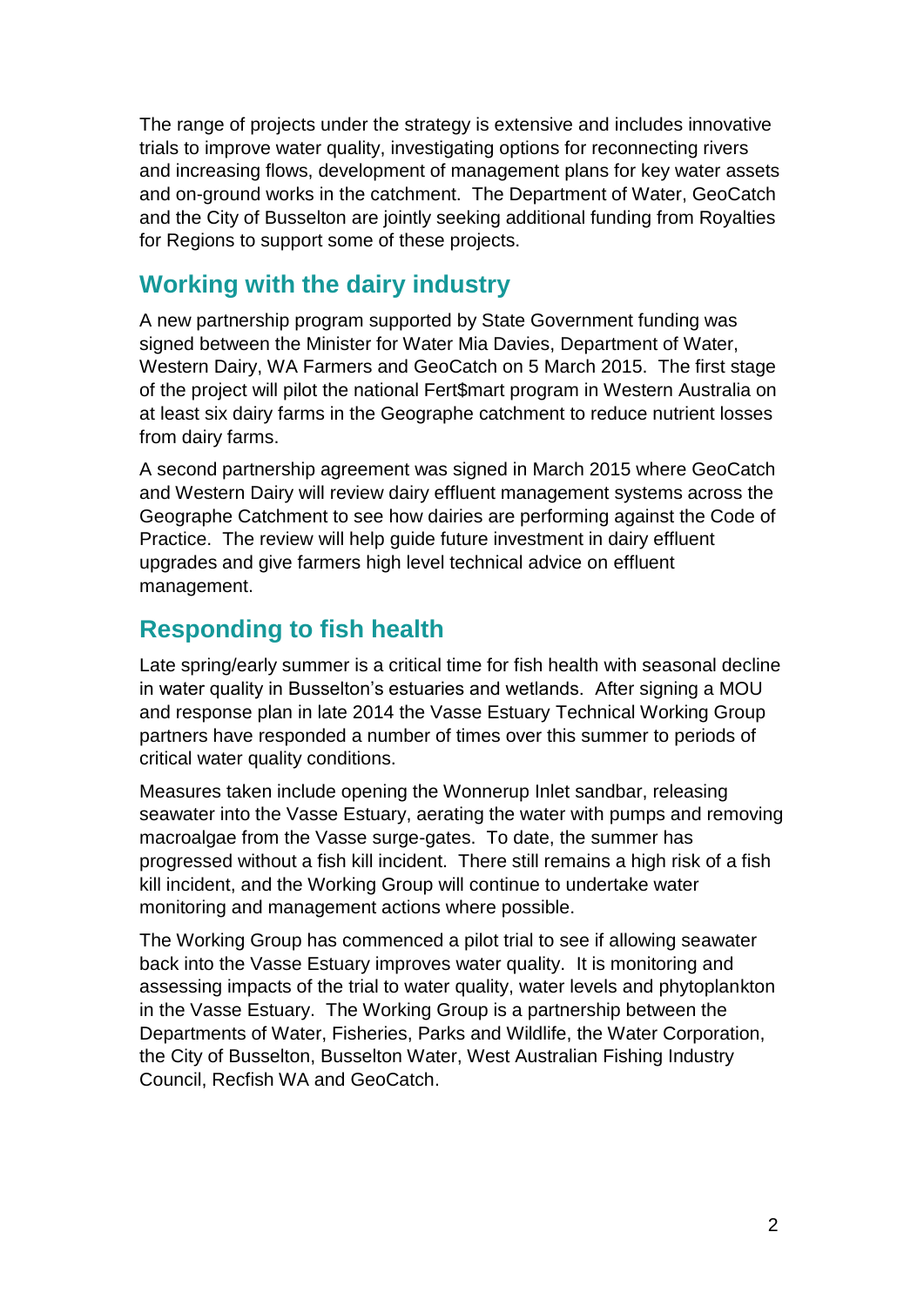The range of projects under the strategy is extensive and includes innovative trials to improve water quality, investigating options for reconnecting rivers and increasing flows, development of management plans for key water assets and on-ground works in the catchment. The Department of Water, GeoCatch and the City of Busselton are jointly seeking additional funding from Royalties for Regions to support some of these projects.

## Working with the dairy industry

A new partnership program supported by State Government funding was signed between the Minister for Water Mia Davies, Department of Water, Western Dairy, WA Farmers and GeoCatch on 5 March 2015. The first stage of the project will pilot the national Fert$mart program in Western Australia on at least six dairy farms in the Geographe catchment to reduce nutrient losses from dairy farms.

A second partnership agreement was signed in March 2015 where GeoCatch and Western Dairy will review dairy effluent management systems across the Geographe Catchment to see how dairies are performing against the Code of Practice. The review will help guide future investment in dairy effluent upgrades and give farmers high level technical advice on effluent management.

## Responding to fish health

Late spring/early summer is a critical time for fish health with seasonal decline in water quality in Busselton's estuaries and wetlands. After signing a MOU and response plan in late 2014 the Vasse Estuary Technical Working Group partners have responded a number of times over this summer to periods of critical water quality conditions.

Measures taken include opening the Wonnerup Inlet sandbar, releasing seawater into the Vasse Estuary, aerating the water with pumps and removing macroalgae from the Vasse surge-gates. To date, the summer has progressed without a fish kill incident. There still remains a high risk of a fish kill incident, and the Working Group will continue to undertake water monitoring and management actions where possible.

The Working Group has commenced a pilot trial to see if allowing seawater back into the Vasse Estuary improves water quality. It is monitoring and assessing impacts of the trial to water quality, water levels and phytoplankton in the Vasse Estuary. The Working Group is a partnership between the Departments of Water, Fisheries, Parks and Wildlife, the Water Corporation, the City of Busselton, Busselton Water, West Australian Fishing Industry Council, Recfish WA and GeoCatch.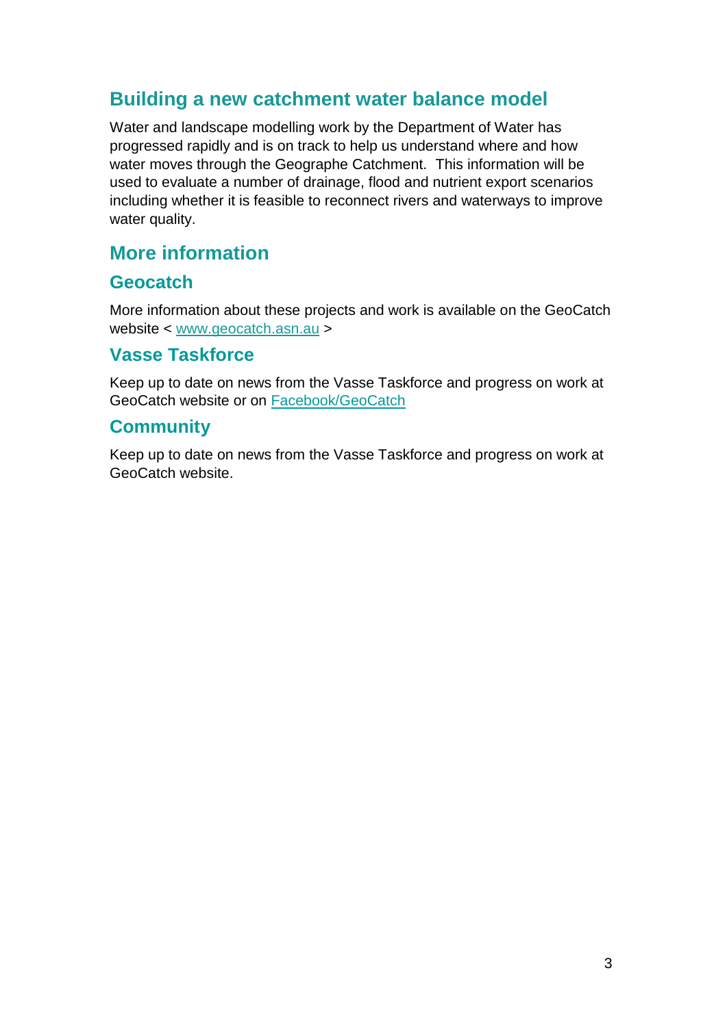## Building a new catchment water balance model

Water and landscape modelling work by the Department of Water has progressed rapidly and is on track to help us understand where and how water moves through the Geographe Catchment. This information will be used to evaluate a number of drainage, flood and nutrient export scenarios including whether it is feasible to reconnect rivers and waterways to improve water quality.

## More information

### Geocatch

More information about these projects and work is available on the GeoCatch website < www.geocatch.asn.au >

### Vasse Taskforce

Keep up to date on news from the Vasse Taskforce and progress on work at GeoCatch website or on Facebook/GeoCatch

### Community

Keep up to date on news from the Vasse Taskforce and progress on work at GeoCatch website.